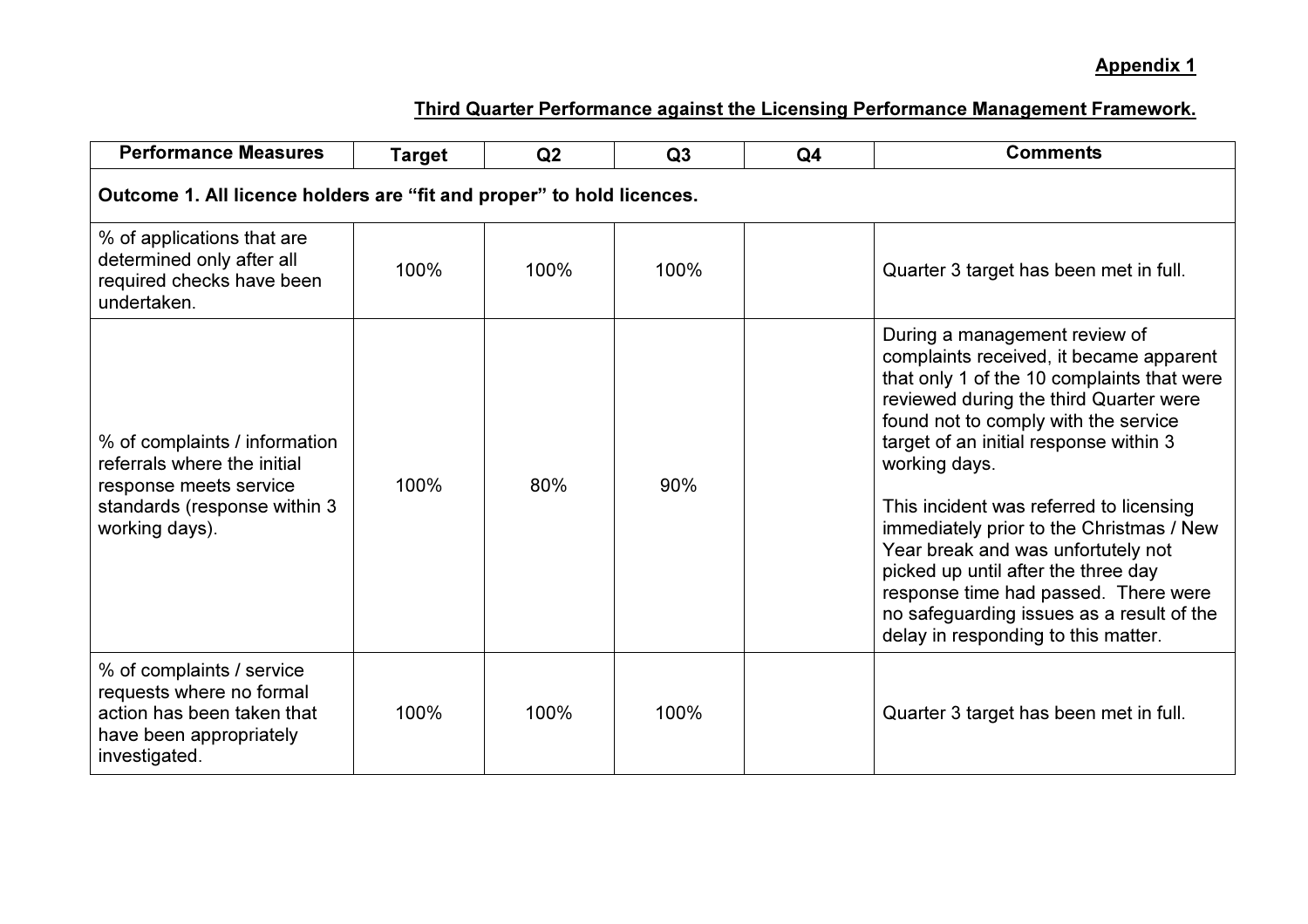**Appendix 1**

**Third Quarter Performance against the Licensing Performance Management Framework.**

| Performance Measures | Target | Q2 | Q3 | Q4 | Comments |
|---|---|---|---|---|---|
| **Outcome 1. All licence holders are "fit and proper" to hold licences.** | | | | | |
| % of applications that are determined only after all required checks have been undertaken. | 100% | 100% | 100% | | Quarter 3 target has been met in full. |
| % of complaints / information referrals where the initial response meets service standards (response within 3 working days). | 100% | 80% | 90% | | During a management review of complaints received, it became apparent that only 1 of the 10 complaints that were reviewed during the third Quarter were found not to comply with the service target of an initial response within 3 working days.<br><br>This incident was referred to licensing immediately prior to the Christmas / New Year break and was unfortutely not picked up until after the three day response time had passed. There were no safeguarding issues as a result of the delay in responding to this matter. |
| % of complaints / service requests where no formal action has been taken that have been appropriately investigated. | 100% | 100% | 100% | | Quarter 3 target has been met in full. |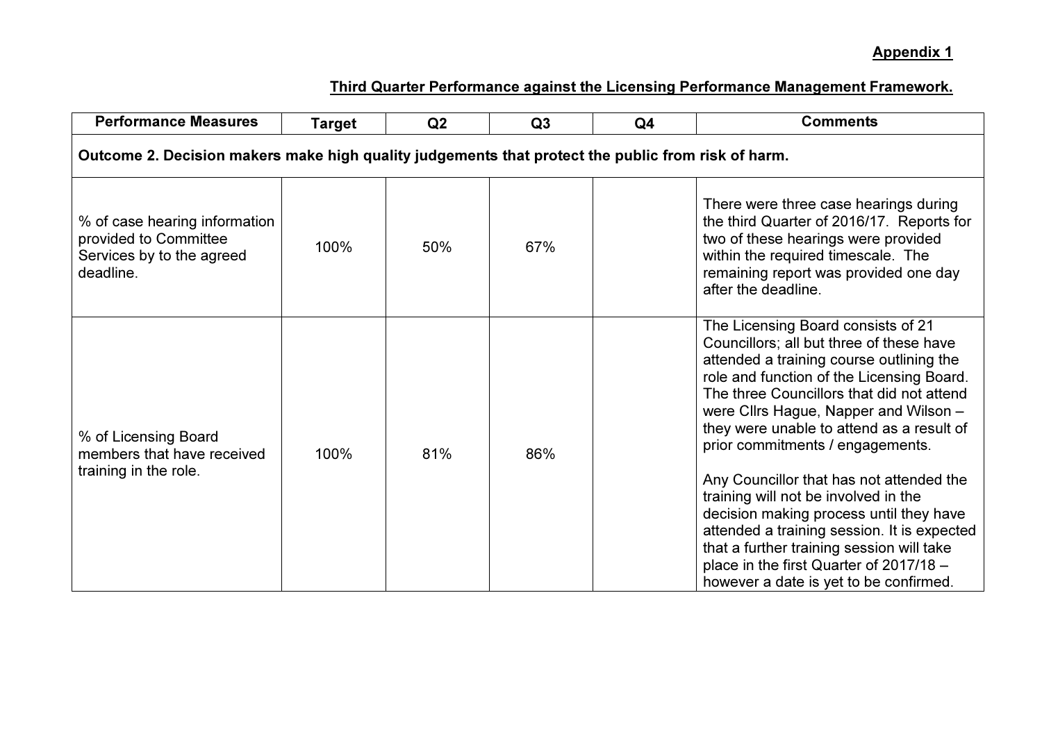**Appendix 1**

**Third Quarter Performance against the Licensing Performance Management Framework.**

| Performance Measures | Target | Q2 | Q3 | Q4 | Comments |
|---|---|---|---|---|---|
| **Outcome 2. Decision makers make high quality judgements that protect the public from risk of harm.** | | | | | |
| % of case hearing information provided to Committee Services by to the agreed deadline. | 100% | 50% | 67% | | There were three case hearings during the third Quarter of 2016/17. Reports for two of these hearings were provided within the required timescale. The remaining report was provided one day after the deadline. |
| % of Licensing Board members that have received training in the role. | 100% | 81% | 86% | | The Licensing Board consists of 21 Councillors; all but three of these have attended a training course outlining the role and function of the Licensing Board. The three Councillors that did not attend were Cllrs Hague, Napper and Wilson – they were unable to attend as a result of prior commitments / engagements.<br><br>Any Councillor that has not attended the training will not be involved in the decision making process until they have attended a training session. It is expected that a further training session will take place in the first Quarter of 2017/18 – however a date is yet to be confirmed. |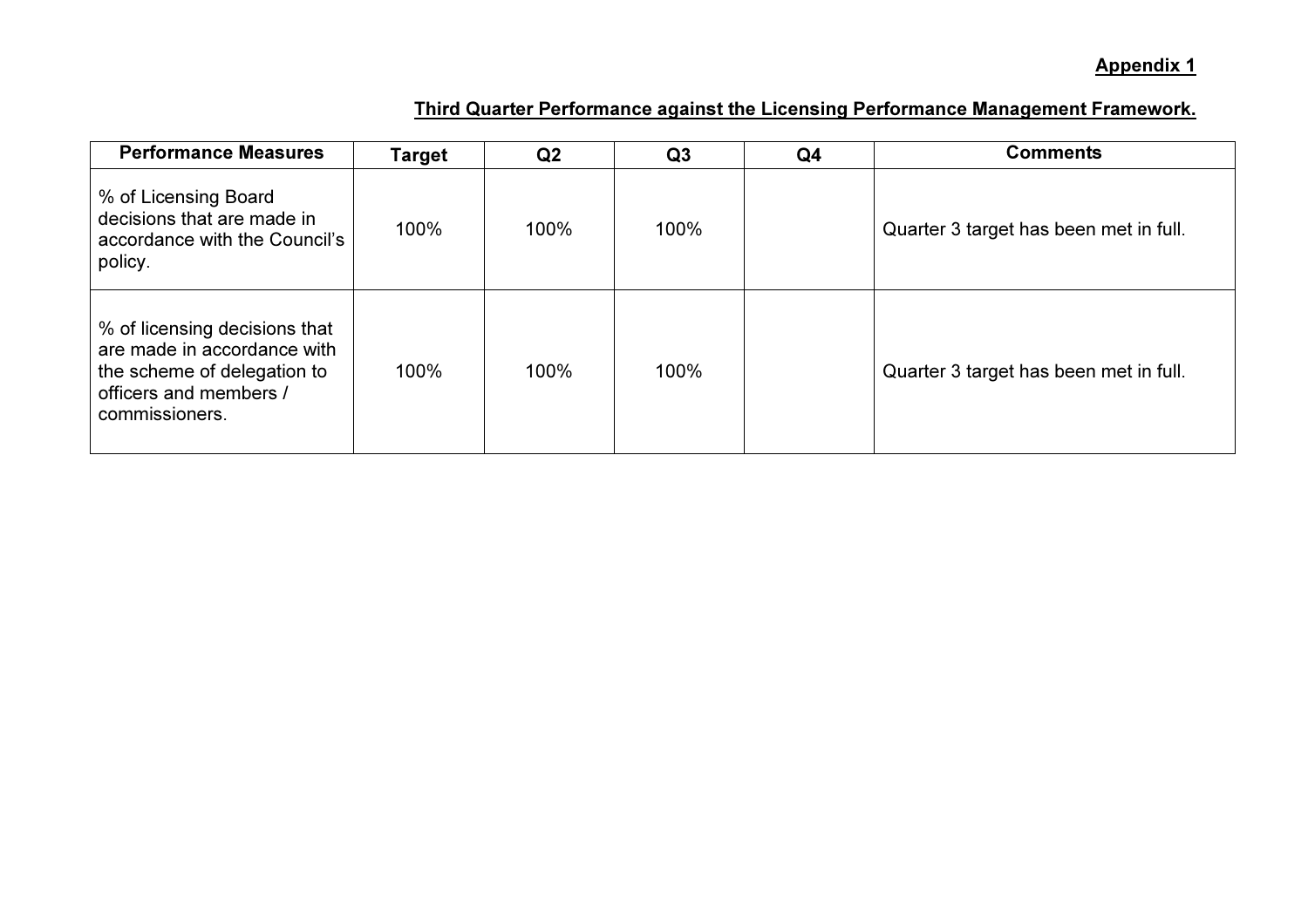**Appendix 1**

**Third Quarter Performance against the Licensing Performance Management Framework.**

| Performance Measures | Target | Q2 | Q3 | Q4 | Comments |
|---|---|---|---|---|---|
| % of Licensing Board decisions that are made in accordance with the Council's policy. | 100% | 100% | 100% | | Quarter 3 target has been met in full. |
| % of licensing decisions that are made in accordance with the scheme of delegation to officers and members / commissioners. | 100% | 100% | 100% | | Quarter 3 target has been met in full. |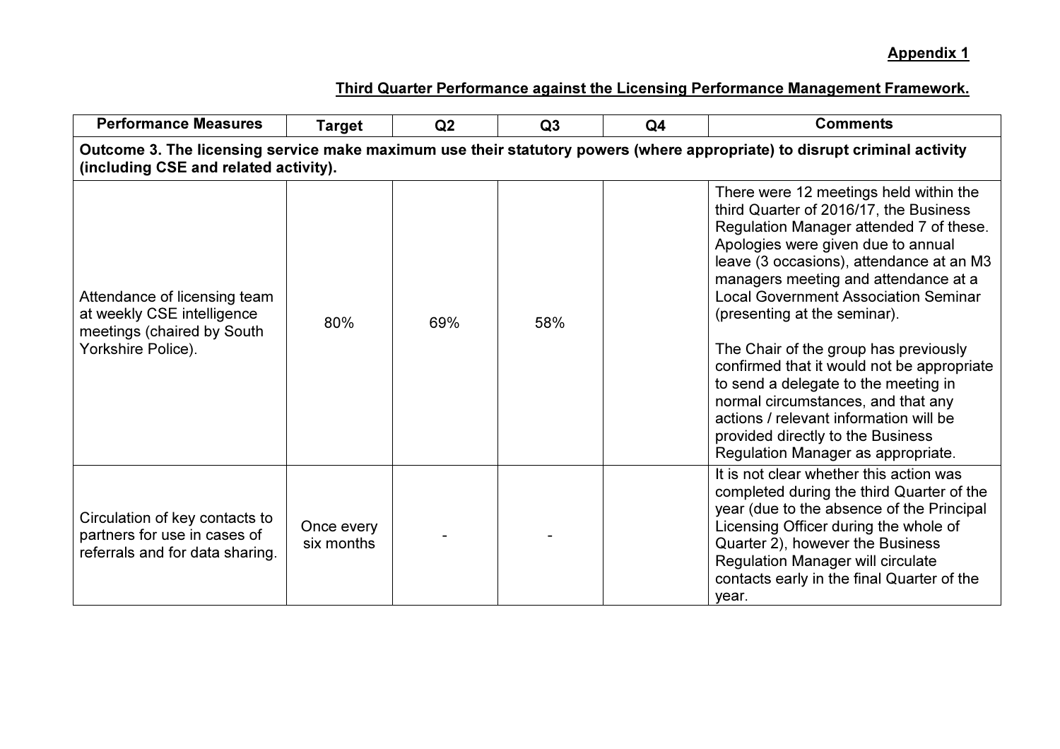**Appendix 1**

**Third Quarter Performance against the Licensing Performance Management Framework.**

| Performance Measures | Target | Q2 | Q3 | Q4 | Comments |
|---|---|---|---|---|---|
| **Outcome 3. The licensing service make maximum use their statutory powers (where appropriate) to disrupt criminal activity (including CSE and related activity).** | | | | | |
| Attendance of licensing team at weekly CSE intelligence meetings (chaired by South Yorkshire Police). | 80% | 69% | 58% | | There were 12 meetings held within the third Quarter of 2016/17, the Business Regulation Manager attended 7 of these. Apologies were given due to annual leave (3 occasions), attendance at an M3 managers meeting and attendance at a Local Government Association Seminar (presenting at the seminar).<br><br>The Chair of the group has previously confirmed that it would not be appropriate to send a delegate to the meeting in normal circumstances, and that any actions / relevant information will be provided directly to the Business Regulation Manager as appropriate. |
| Circulation of key contacts to partners for use in cases of referrals and for data sharing. | Once every six months | - | - | | It is not clear whether this action was completed during the third Quarter of the year (due to the absence of the Principal Licensing Officer during the whole of Quarter 2), however the Business Regulation Manager will circulate contacts early in the final Quarter of the year. |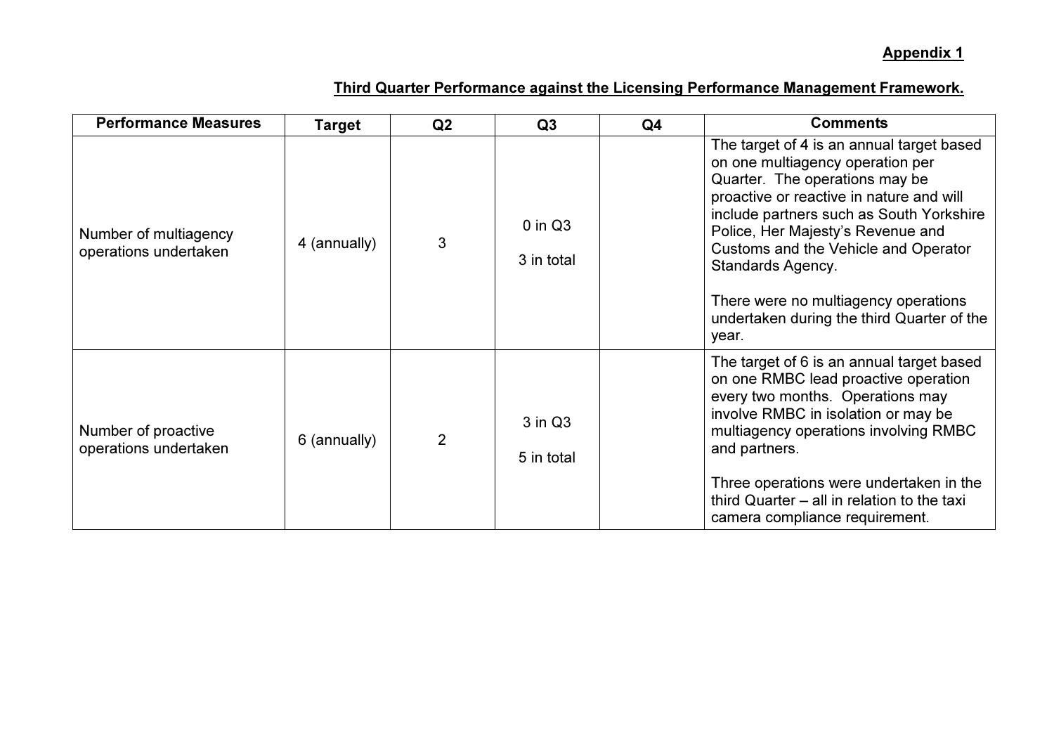**Appendix 1**

**Third Quarter Performance against the Licensing Performance Management Framework.**

| Performance Measures | Target | Q2 | Q3 | Q4 | Comments |
|---|---|---|---|---|---|
| Number of multiagency operations undertaken | 4 (annually) | 3 | 0 in Q3<br><br>3 in total | | The target of 4 is an annual target based on one multiagency operation per Quarter. The operations may be proactive or reactive in nature and will include partners such as South Yorkshire Police, Her Majesty's Revenue and Customs and the Vehicle and Operator Standards Agency.<br><br>There were no multiagency operations undertaken during the third Quarter of the year. |
| Number of proactive operations undertaken | 6 (annually) | 2 | 3 in Q3<br><br>5 in total | | The target of 6 is an annual target based on one RMBC lead proactive operation every two months. Operations may involve RMBC in isolation or may be multiagency operations involving RMBC and partners.<br><br>Three operations were undertaken in the third Quarter – all in relation to the taxi camera compliance requirement. |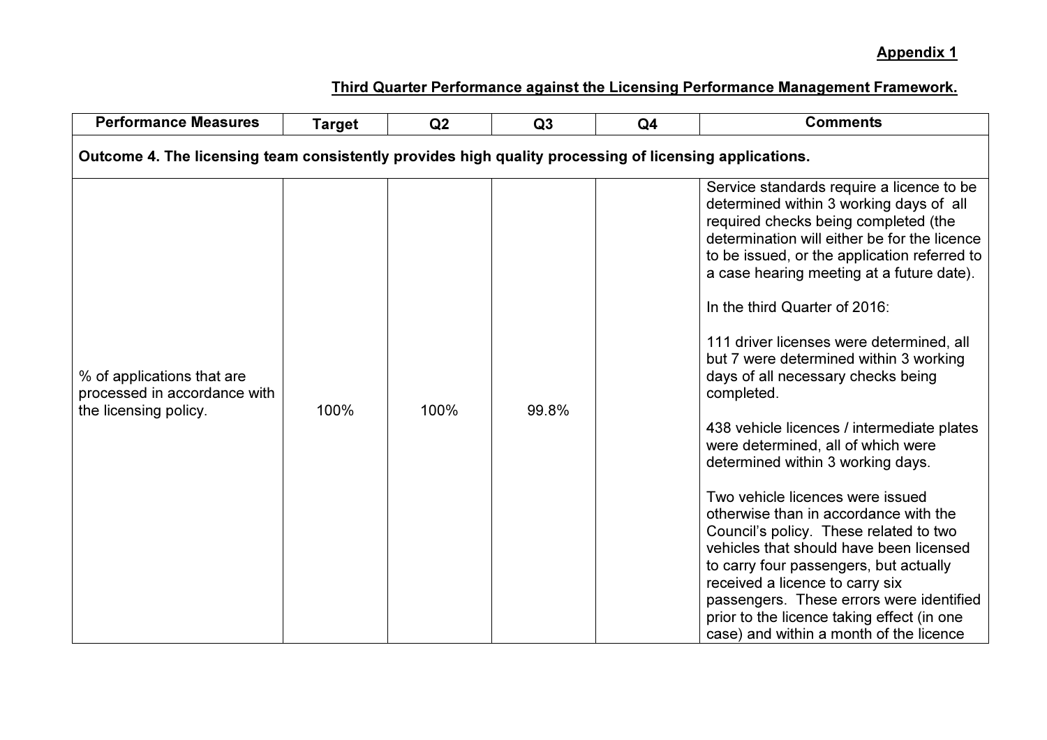**Appendix 1**

**Third Quarter Performance against the Licensing Performance Management Framework.**

| Performance Measures | Target | Q2 | Q3 | Q4 | Comments |
|---|---|---|---|---|---|
| **Outcome 4. The licensing team consistently provides high quality processing of licensing applications.** | | | | | |
| % of applications that are processed in accordance with the licensing policy. | 100% | 100% | 99.8% | | Service standards require a licence to be determined within 3 working days of all required checks being completed (the determination will either be for the licence to be issued, or the application referred to a case hearing meeting at a future date).<br><br>In the third Quarter of 2016:<br><br>111 driver licenses were determined, all but 7 were determined within 3 working days of all necessary checks being completed.<br><br>438 vehicle licences / intermediate plates were determined, all of which were determined within 3 working days.<br><br>Two vehicle licences were issued otherwise than in accordance with the Council's policy. These related to two vehicles that should have been licensed to carry four passengers, but actually received a licence to carry six passengers. These errors were identified prior to the licence taking effect (in one case) and within a month of the licence |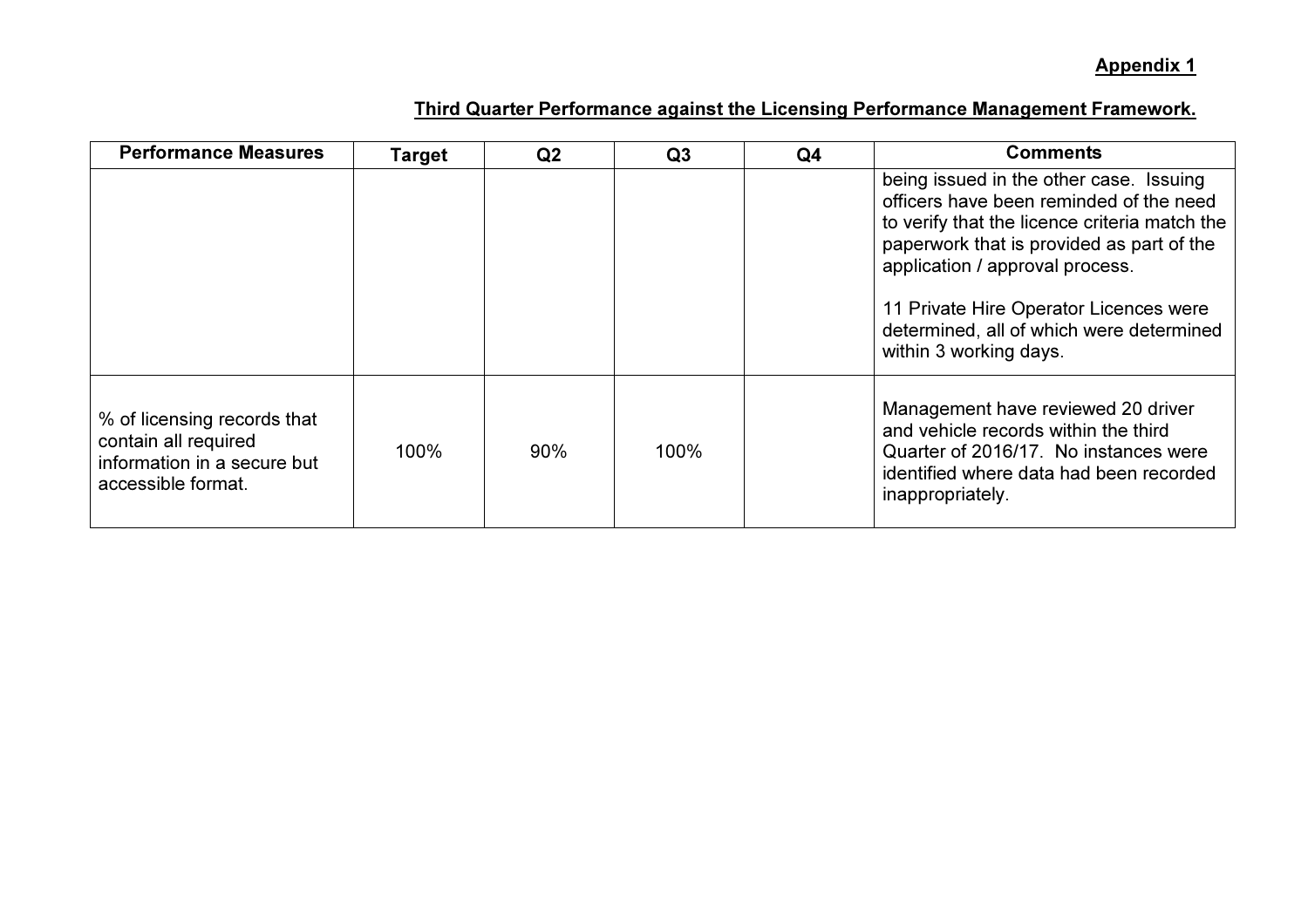**Appendix 1**

**Third Quarter Performance against the Licensing Performance Management Framework.**

| Performance Measures | Target | Q2 | Q3 | Q4 | Comments |
|---|---|---|---|---|---|
| | | | | | being issued in the other case. Issuing officers have been reminded of the need to verify that the licence criteria match the paperwork that is provided as part of the application / approval process.<br><br>11 Private Hire Operator Licences were determined, all of which were determined within 3 working days. |
| % of licensing records that contain all required information in a secure but accessible format. | 100% | 90% | 100% | | Management have reviewed 20 driver and vehicle records within the third Quarter of 2016/17. No instances were identified where data had been recorded inappropriately. |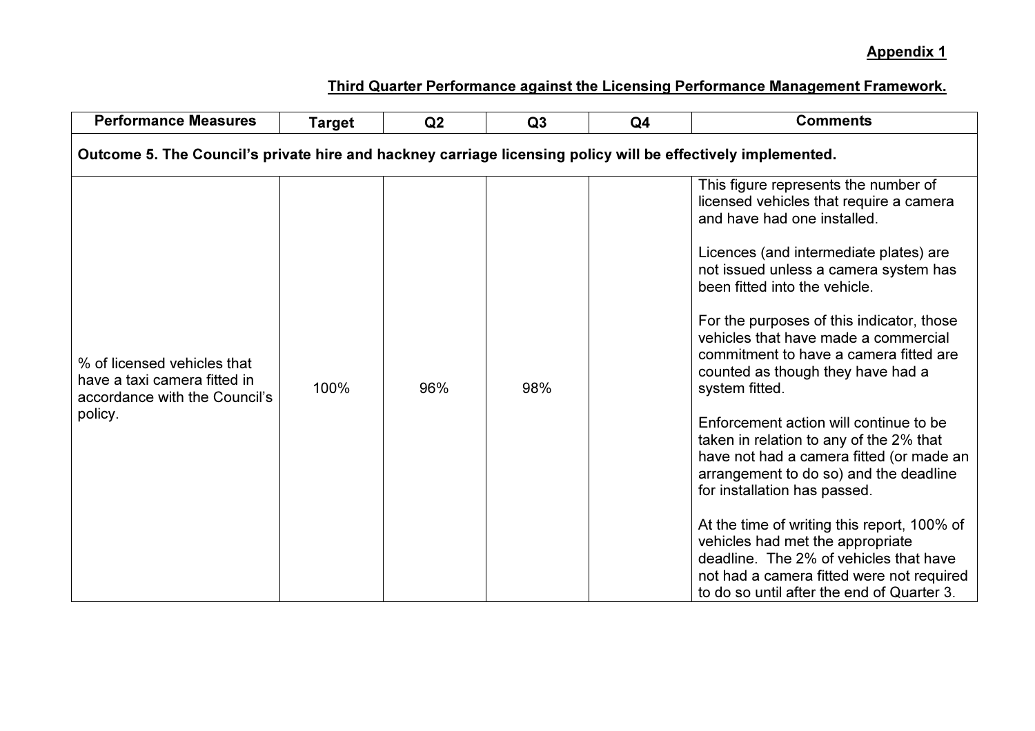**Appendix 1**

**Third Quarter Performance against the Licensing Performance Management Framework.**

| Performance Measures | Target | Q2 | Q3 | Q4 | Comments |
|---|---|---|---|---|---|
| **Outcome 5. The Council's private hire and hackney carriage licensing policy will be effectively implemented.** | | | | | |
| % of licensed vehicles that have a taxi camera fitted in accordance with the Council's policy. | 100% | 96% | 98% | | This figure represents the number of licensed vehicles that require a camera and have had one installed.<br><br>Licences (and intermediate plates) are not issued unless a camera system has been fitted into the vehicle.<br><br>For the purposes of this indicator, those vehicles that have made a commercial commitment to have a camera fitted are counted as though they have had a system fitted.<br><br>Enforcement action will continue to be taken in relation to any of the 2% that have not had a camera fitted (or made an arrangement to do so) and the deadline for installation has passed.<br><br>At the time of writing this report, 100% of vehicles had met the appropriate deadline. The 2% of vehicles that have not had a camera fitted were not required to do so until after the end of Quarter 3. |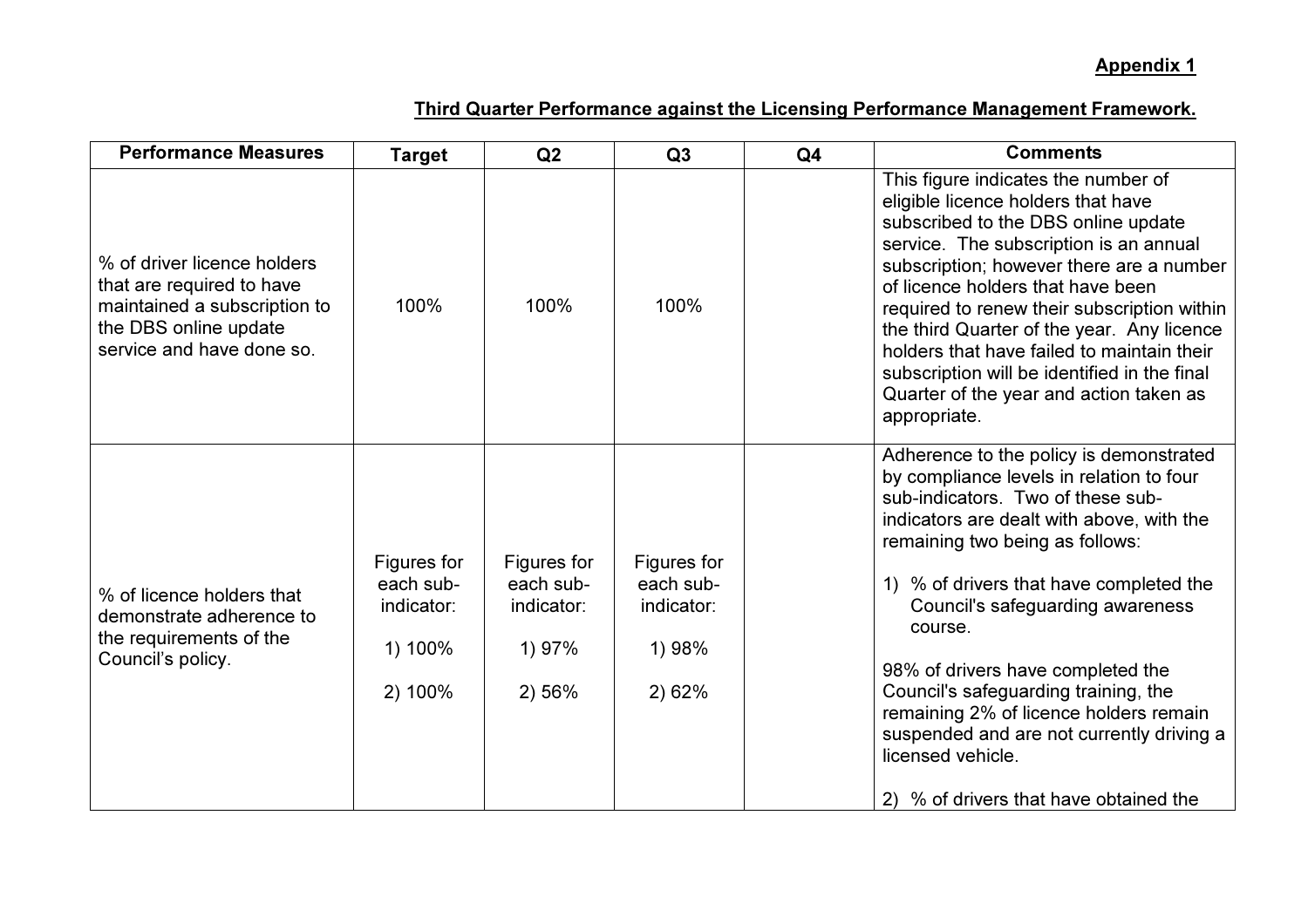**Appendix 1**

**Third Quarter Performance against the Licensing Performance Management Framework.**

| Performance Measures | Target | Q2 | Q3 | Q4 | Comments |
|---|---|---|---|---|---|
| % of driver licence holders that are required to have maintained a subscription to the DBS online update service and have done so. | 100% | 100% | 100% | | This figure indicates the number of eligible licence holders that have subscribed to the DBS online update service. The subscription is an annual subscription; however there are a number of licence holders that have been required to renew their subscription within the third Quarter of the year. Any licence holders that have failed to maintain their subscription will be identified in the final Quarter of the year and action taken as appropriate. |
| % of licence holders that demonstrate adherence to the requirements of the Council's policy. | Figures for each sub-indicator:<br><br>1) 100%<br><br>2) 100% | Figures for each sub-indicator:<br><br>1) 97%<br><br>2) 56% | Figures for each sub-indicator:<br><br>1) 98%<br><br>2) 62% | | Adherence to the policy is demonstrated by compliance levels in relation to four sub-indicators. Two of these sub-indicators are dealt with above, with the remaining two being as follows:<br><br>1) % of drivers that have completed the Council's safeguarding awareness course.<br><br>98% of drivers have completed the Council's safeguarding training, the remaining 2% of licence holders remain suspended and are not currently driving a licensed vehicle.<br><br>2) % of drivers that have obtained the |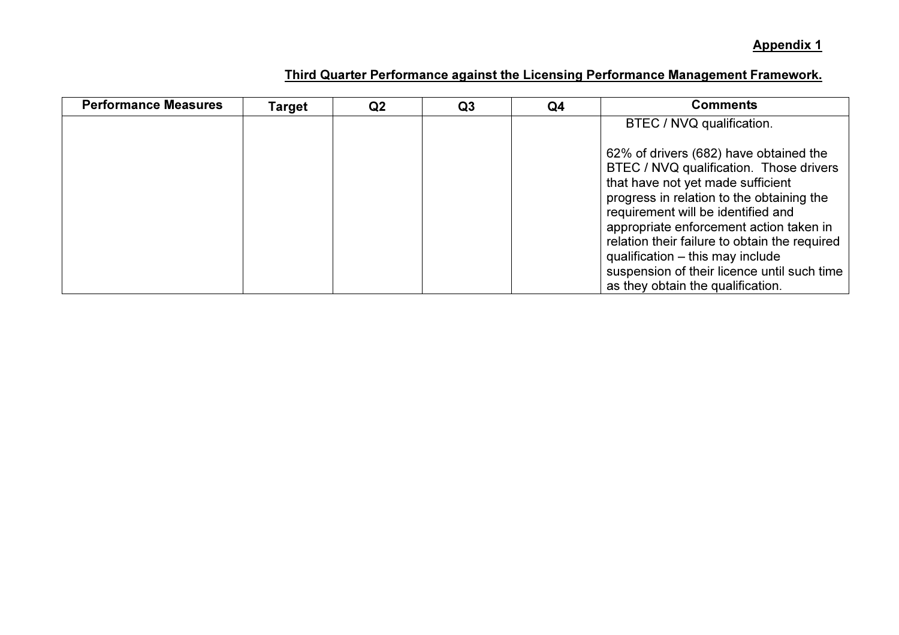**Appendix 1**

**Third Quarter Performance against the Licensing Performance Management Framework.**

| Performance Measures | Target | Q2 | Q3 | Q4 | Comments |
|---|---|---|---|---|---|
| | | | | | BTEC / NVQ qualification.<br><br>62% of drivers (682) have obtained the BTEC / NVQ qualification. Those drivers that have not yet made sufficient progress in relation to the obtaining the requirement will be identified and appropriate enforcement action taken in relation their failure to obtain the required qualification – this may include suspension of their licence until such time as they obtain the qualification. |